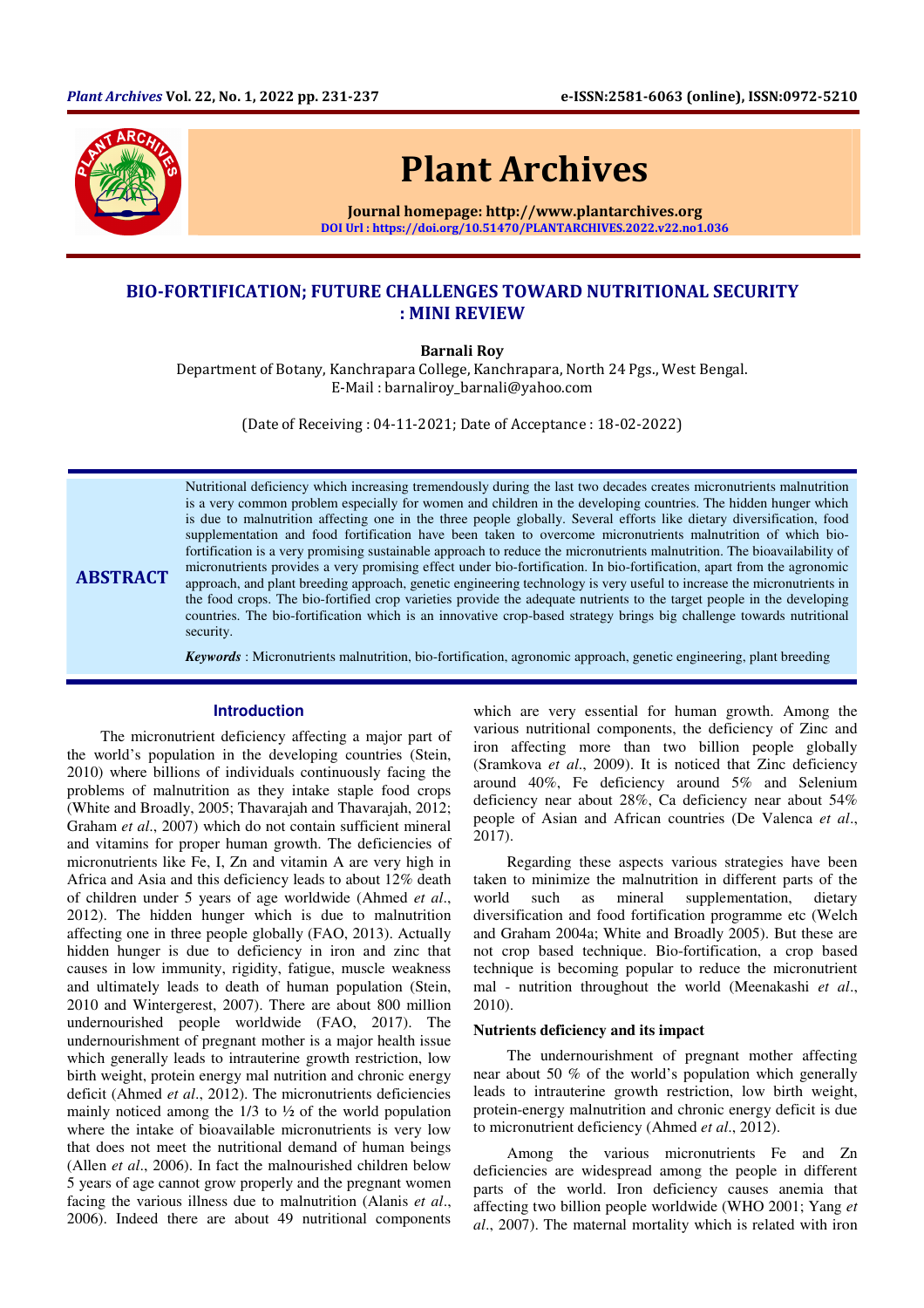# Plant Archives

Journal homepage: http://www.plantarchives.org
DOI Url : https://doi.org/10.51470/PLANTARCHIVES.2022.v22.no1.036

## BIO-FORTIFICATION; FUTURE CHALLENGES TOWARD NUTRITIONAL SECURITY : MINI REVIEW

**Barnali Roy**

Department of Botany, Kanchrapara College, Kanchrapara, North 24 Pgs., West Bengal.
E-Mail : barnaliroy_barnali@yahoo.com

(Date of Receiving : 04-11-2021; Date of Acceptance : 18-02-2022)

**ABSTRACT**

Nutritional deficiency which increasing tremendously during the last two decades creates micronutrients malnutrition is a very common problem especially for women and children in the developing countries. The hidden hunger which is due to malnutrition affecting one in the three people globally. Several efforts like dietary diversification, food supplementation and food fortification have been taken to overcome micronutrients malnutrition of which bio-fortification is a very promising sustainable approach to reduce the micronutrients malnutrition. The bioavailability of micronutrients provides a very promising effect under bio-fortification. In bio-fortification, apart from the agronomic approach, and plant breeding approach, genetic engineering technology is very useful to increase the micronutrients in the food crops. The bio-fortified crop varieties provide the adequate nutrients to the target people in the developing countries. The bio-fortification which is an innovative crop-based strategy brings big challenge towards nutritional security.

***Keywords*** : Micronutrients malnutrition, bio-fortification, agronomic approach, genetic engineering, plant breeding

## Introduction

The micronutrient deficiency affecting a major part of the world's population in the developing countries (Stein, 2010) where billions of individuals continuously facing the problems of malnutrition as they intake staple food crops (White and Broadly, 2005; Thavarajah and Thavarajah, 2012; Graham *et al*., 2007) which do not contain sufficient mineral and vitamins for proper human growth. The deficiencies of micronutrients like Fe, I, Zn and vitamin A are very high in Africa and Asia and this deficiency leads to about 12% death of children under 5 years of age worldwide (Ahmed *et al*., 2012). The hidden hunger which is due to malnutrition affecting one in three people globally (FAO, 2013). Actually hidden hunger is due to deficiency in iron and zinc that causes in low immunity, rigidity, fatigue, muscle weakness and ultimately leads to death of human population (Stein, 2010 and Wintergerest, 2007). There are about 800 million undernourished people worldwide (FAO, 2017). The undernourishment of pregnant mother is a major health issue which generally leads to intrauterine growth restriction, low birth weight, protein energy mal nutrition and chronic energy deficit (Ahmed *et al*., 2012). The micronutrients deficiencies mainly noticed among the 1/3 to ½ of the world population where the intake of bioavailable micronutrients is very low that does not meet the nutritional demand of human beings (Allen *et al*., 2006). In fact the malnourished children below 5 years of age cannot grow properly and the pregnant women facing the various illness due to malnutrition (Alanis *et al*., 2006). Indeed there are about 49 nutritional components which are very essential for human growth. Among the various nutritional components, the deficiency of Zinc and iron affecting more than two billion people globally (Sramkova *et al*., 2009). It is noticed that Zinc deficiency around 40%, Fe deficiency around 5% and Selenium deficiency near about 28%, Ca deficiency near about 54% people of Asian and African countries (De Valenca *et al*., 2017).

Regarding these aspects various strategies have been taken to minimize the malnutrition in different parts of the world such as mineral supplementation, dietary diversification and food fortification programme etc (Welch and Graham 2004a; White and Broadly 2005). But these are not crop based technique. Bio-fortification, a crop based technique is becoming popular to reduce the micronutrient mal - nutrition throughout the world (Meenakashi *et al*., 2010).

### Nutrients deficiency and its impact

The undernourishment of pregnant mother affecting near about 50 % of the world's population which generally leads to intrauterine growth restriction, low birth weight, protein-energy malnutrition and chronic energy deficit is due to micronutrient deficiency (Ahmed *et al*., 2012).

Among the various micronutrients Fe and Zn deficiencies are widespread among the people in different parts of the world. Iron deficiency causes anemia that affecting two billion people worldwide (WHO 2001; Yang *et al*., 2007). The maternal mortality which is related with iron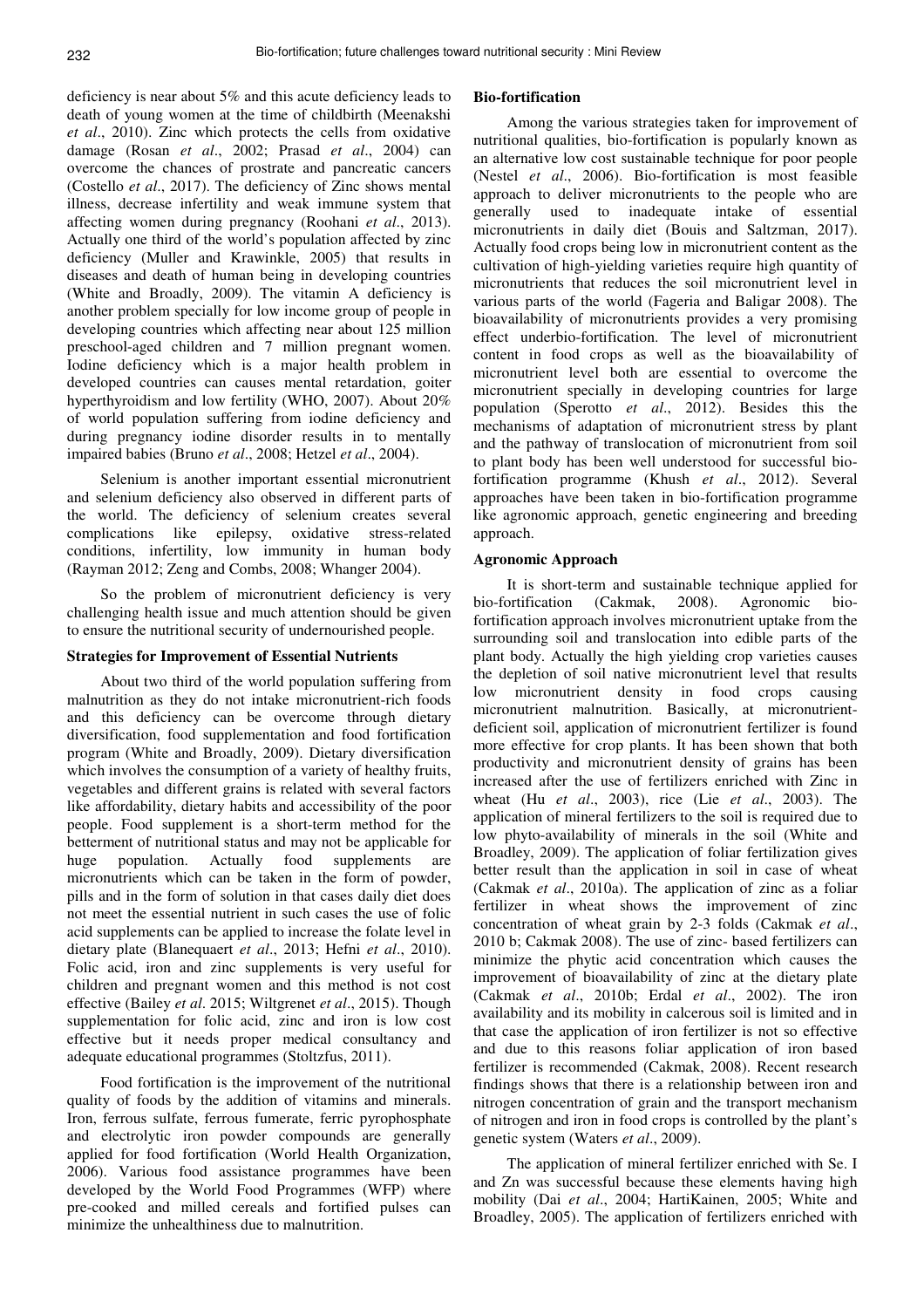deficiency is near about 5% and this acute deficiency leads to death of young women at the time of childbirth (Meenakshi *et al*., 2010). Zinc which protects the cells from oxidative damage (Rosan *et al*., 2002; Prasad *et al*., 2004) can overcome the chances of prostrate and pancreatic cancers (Costello *et al*., 2017). The deficiency of Zinc shows mental illness, decrease infertility and weak immune system that affecting women during pregnancy (Roohani *et al*., 2013). Actually one third of the world's population affected by zinc deficiency (Muller and Krawinkle, 2005) that results in diseases and death of human being in developing countries (White and Broadly, 2009). The vitamin A deficiency is another problem specially for low income group of people in developing countries which affecting near about 125 million preschool-aged children and 7 million pregnant women. Iodine deficiency which is a major health problem in developed countries can causes mental retardation, goiter hyperthyroidism and low fertility (WHO, 2007). About 20% of world population suffering from iodine deficiency and during pregnancy iodine disorder results in to mentally impaired babies (Bruno *et al*., 2008; Hetzel *et al*., 2004).

Selenium is another important essential micronutrient and selenium deficiency also observed in different parts of the world. The deficiency of selenium creates several complications like epilepsy, oxidative stress-related conditions, infertility, low immunity in human body (Rayman 2012; Zeng and Combs, 2008; Whanger 2004).

So the problem of micronutrient deficiency is very challenging health issue and much attention should be given to ensure the nutritional security of undernourished people.

**Strategies for Improvement of Essential Nutrients**

About two third of the world population suffering from malnutrition as they do not intake micronutrient-rich foods and this deficiency can be overcome through dietary diversification, food supplementation and food fortification program (White and Broadly, 2009). Dietary diversification which involves the consumption of a variety of healthy fruits, vegetables and different grains is related with several factors like affordability, dietary habits and accessibility of the poor people. Food supplement is a short-term method for the betterment of nutritional status and may not be applicable for huge population. Actually food supplements are micronutrients which can be taken in the form of powder, pills and in the form of solution in that cases daily diet does not meet the essential nutrient in such cases the use of folic acid supplements can be applied to increase the folate level in dietary plate (Blanequaert *et al*., 2013; Hefni *et al*., 2010). Folic acid, iron and zinc supplements is very useful for children and pregnant women and this method is not cost effective (Bailey *et al*. 2015; Wiltgrenet *et al*., 2015). Though supplementation for folic acid, zinc and iron is low cost effective but it needs proper medical consultancy and adequate educational programmes (Stoltzfus, 2011).

Food fortification is the improvement of the nutritional quality of foods by the addition of vitamins and minerals. Iron, ferrous sulfate, ferrous fumerate, ferric pyrophosphate and electrolytic iron powder compounds are generally applied for food fortification (World Health Organization, 2006). Various food assistance programmes have been developed by the World Food Programmes (WFP) where pre-cooked and milled cereals and fortified pulses can minimize the unhealthiness due to malnutrition.

**Bio-fortification**

Among the various strategies taken for improvement of nutritional qualities, bio-fortification is popularly known as an alternative low cost sustainable technique for poor people (Nestel *et al*., 2006). Bio-fortification is most feasible approach to deliver micronutrients to the people who are generally used to inadequate intake of essential micronutrients in daily diet (Bouis and Saltzman, 2017). Actually food crops being low in micronutrient content as the cultivation of high-yielding varieties require high quantity of micronutrients that reduces the soil micronutrient level in various parts of the world (Fageria and Baligar 2008). The bioavailability of micronutrients provides a very promising effect underbio-fortification. The level of micronutrient content in food crops as well as the bioavailability of micronutrient level both are essential to overcome the micronutrient specially in developing countries for large population (Sperotto *et al*., 2012). Besides this the mechanisms of adaptation of micronutrient stress by plant and the pathway of translocation of micronutrient from soil to plant body has been well understood for successful bio-fortification programme (Khush *et al*., 2012). Several approaches have been taken in bio-fortification programme like agronomic approach, genetic engineering and breeding approach.

**Agronomic Approach**

It is short-term and sustainable technique applied for bio-fortification (Cakmak, 2008). Agronomic bio-fortification approach involves micronutrient uptake from the surrounding soil and translocation into edible parts of the plant body. Actually the high yielding crop varieties causes the depletion of soil native micronutrient level that results low micronutrient density in food crops causing micronutrient malnutrition. Basically, at micronutrient-deficient soil, application of micronutrient fertilizer is found more effective for crop plants. It has been shown that both productivity and micronutrient density of grains has been increased after the use of fertilizers enriched with Zinc in wheat (Hu *et al*., 2003), rice (Lie *et al*., 2003). The application of mineral fertilizers to the soil is required due to low phyto-availability of minerals in the soil (White and Broadley, 2009). The application of foliar fertilization gives better result than the application in soil in case of wheat (Cakmak *et al*., 2010a). The application of zinc as a foliar fertilizer in wheat shows the improvement of zinc concentration of wheat grain by 2-3 folds (Cakmak *et al*., 2010 b; Cakmak 2008). The use of zinc- based fertilizers can minimize the phytic acid concentration which causes the improvement of bioavailability of zinc at the dietary plate (Cakmak *et al*., 2010b; Erdal *et al*., 2002). The iron availability and its mobility in calcerous soil is limited and in that case the application of iron fertilizer is not so effective and due to this reasons foliar application of iron based fertilizer is recommended (Cakmak, 2008). Recent research findings shows that there is a relationship between iron and nitrogen concentration of grain and the transport mechanism of nitrogen and iron in food crops is controlled by the plant's genetic system (Waters *et al*., 2009).

The application of mineral fertilizer enriched with Se. I and Zn was successful because these elements having high mobility (Dai *et al*., 2004; HartiKainen, 2005; White and Broadley, 2005). The application of fertilizers enriched with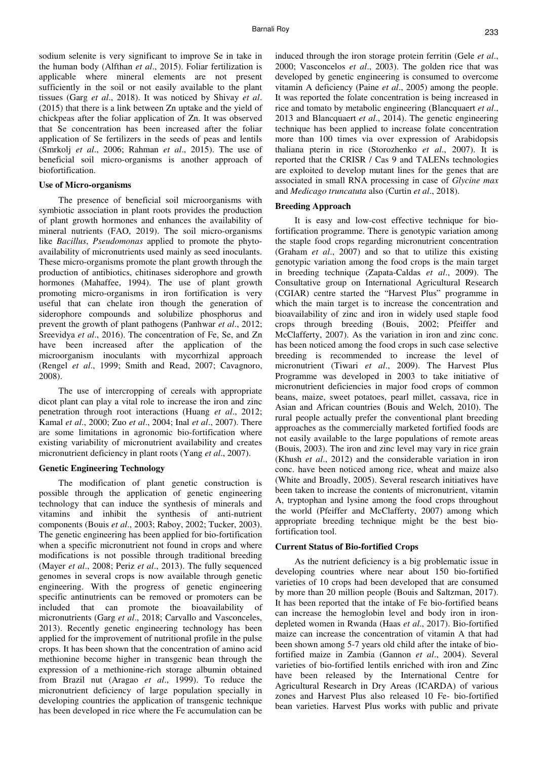sodium selenite is very significant to improve Se in take in the human body (Alfthan *et al*., 2015). Foliar fertilization is applicable where mineral elements are not present sufficiently in the soil or not easily available to the plant tissues (Garg *et al*., 2018). It was noticed by Shivay *et al*. (2015) that there is a link between Zn uptake and the yield of chickpeas after the foliar application of Zn. It was observed that Se concentration has been increased after the foliar application of Se fertilizers in the seeds of peas and lentils (Smrkolj *et al*., 2006; Rahman *et al*., 2015). The use of beneficial soil micro-organisms is another approach of biofortification.

### Use of Micro-organisms

The presence of beneficial soil microorganisms with symbiotic association in plant roots provides the production of plant growth hormones and enhances the availability of mineral nutrients (FAO, 2019). The soil micro-organisms like *Bacillus*, *Pseudomonas* applied to promote the phyto-availability of micronutrients used mainly as seed inoculants. These micro-organisms promote the plant growth through the production of antibiotics, chitinases siderophore and growth hormones (Mahaffee, 1994). The use of plant growth promoting micro-organisms in iron fortification is very useful that can chelate iron though the generation of siderophore compounds and solubilize phosphorus and prevent the growth of plant pathogens (Panhwar *et al*., 2012; Sreevidya *et al*., 2016). The concentration of Fe, Se, and Zn have been increased after the application of the microorganism inoculants with mycorrhizal approach (Rengel *et al*., 1999; Smith and Read, 2007; Cavagnoro, 2008).

The use of intercropping of cereals with appropriate dicot plant can play a vital role to increase the iron and zinc penetration through root interactions (Huang *et al*., 2012; Kamal *et al*., 2000; Zuo *et al*., 2004; Inal *et al*., 2007). There are some limitations in agronomic bio-fortification where existing variability of micronutrient availability and creates micronutrient deficiency in plant roots (Yang *et al*., 2007).

### Genetic Engineering Technology

The modification of plant genetic construction is possible through the application of genetic engineering technology that can induce the synthesis of minerals and vitamins and inhibit the synthesis of anti-nutrient components (Bouis *et al*., 2003; Raboy, 2002; Tucker, 2003). The genetic engineering has been applied for bio-fortification when a specific micronutrient not found in crops and where modifications is not possible through traditional breeding (Mayer *et al*., 2008; Periz *et al*., 2013). The fully sequenced genomes in several crops is now available through genetic engineering. With the progress of genetic engineering specific antinutrients can be removed or promoters can be included that can promote the bioavailability of micronutrients (Garg *et al*., 2018; Carvallo and Vasconceles, 2013). Recently genetic engineering technology has been applied for the improvement of nutritional profile in the pulse crops. It has been shown that the concentration of amino acid methionine become higher in transgenic bean through the expression of a methionine-rich storage albumin obtained from Brazil nut (Aragao *et al*., 1999). To reduce the micronutrient deficiency of large population specially in developing countries the application of transgenic technique has been developed in rice where the Fe accumulation can be induced through the iron storage protein ferritin (Gele *et al*., 2000; Vasconcelos *et al*., 2003). The golden rice that was developed by genetic engineering is consumed to overcome vitamin A deficiency (Paine *et al*., 2005) among the people. It was reported the folate concentration is being increased in rice and tomato by metabolic engineering (Blancquaert *et al*., 2013 and Blancquaert *et al*., 2014). The genetic engineering technique has been applied to increase folate concentration more than 100 times via over expression of Arabidopsis thaliana pterin in rice (Storozhenko *et al*., 2007). It is reported that the CRISR / Cas 9 and TALENs technologies are exploited to develop mutant lines for the genes that are associated in small RNA processing in case of *Glycine max* and *Medicago truncatuta* also (Curtin *et al*., 2018).

### Breeding Approach

It is easy and low-cost effective technique for bio-fortification programme. There is genotypic variation among the staple food crops regarding micronutrient concentration (Graham *et al*., 2007) and so that to utilize this existing genotypic variation among the food crops is the main target in breeding technique (Zapata-Caldas *et al*., 2009). The Consultative group on International Agricultural Research (CGIAR) centre started the "Harvest Plus" programme in which the main target is to increase the concentration and bioavailability of zinc and iron in widely used staple food crops through breeding (Bouis, 2002; Pfeiffer and McClafferty, 2007). As the variation in iron and zinc conc. has been noticed among the food crops in such case selective breeding is recommended to increase the level of micronutrient (Tiwari *et al*., 2009). The Harvest Plus Programme was developed in 2003 to take initiative of micronutrient deficiencies in major food crops of common beans, maize, sweet potatoes, pearl millet, cassava, rice in Asian and African countries (Bouis and Welch, 2010). The rural people actually prefer the conventional plant breeding approaches as the commercially marketed fortified foods are not easily available to the large populations of remote areas (Bouis, 2003). The iron and zinc level may vary in rice grain (Khush *et al*., 2012) and the considerable variation in iron conc. have been noticed among rice, wheat and maize also (White and Broadly, 2005). Several research initiatives have been taken to increase the contents of micronutrient, vitamin A, tryptophan and lysine among the food crops throughout the world (Pfeiffer and McClafferty, 2007) among which appropriate breeding technique might be the best bio-fortification tool.

### Current Status of Bio-fortified Crops

As the nutrient deficiency is a big problematic issue in developing countries where near about 150 bio-fortified varieties of 10 crops had been developed that are consumed by more than 20 million people (Bouis and Saltzman, 2017). It has been reported that the intake of Fe bio-fortified beans can increase the hemoglobin level and body iron in iron-depleted women in Rwanda (Haas *et al*., 2017). Bio-fortified maize can increase the concentration of vitamin A that had been shown among 5-7 years old child after the intake of bio-fortified maize in Zambia (Gannon *et al*., 2004). Several varieties of bio-fortified lentils enriched with iron and Zinc have been released by the International Centre for Agricultural Research in Dry Areas (ICARDA) of various zones and Harvest Plus also released 10 Fe- bio-fortified bean varieties. Harvest Plus works with public and private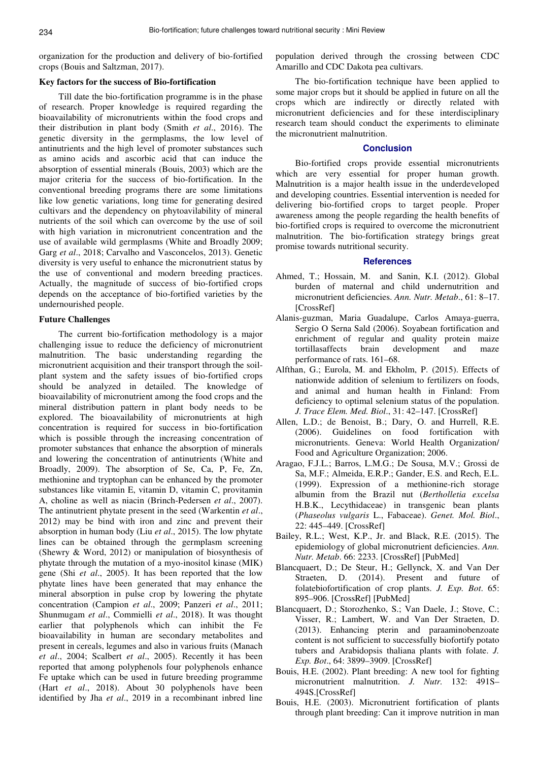organization for the production and delivery of bio-fortified crops (Bouis and Saltzman, 2017).

### Key factors for the success of Bio-fortification

Till date the bio-fortification programme is in the phase of research. Proper knowledge is required regarding the bioavailability of micronutrients within the food crops and their distribution in plant body (Smith *et al*., 2016). The genetic diversity in the germplasms, the low level of antinutrients and the high level of promoter substances such as amino acids and ascorbic acid that can induce the absorption of essential minerals (Bouis, 2003) which are the major criteria for the success of bio-fortification. In the conventional breeding programs there are some limitations like low genetic variations, long time for generating desired cultivars and the dependency on phytoavilability of mineral nutrients of the soil which can overcome by the use of soil with high variation in micronutrient concentration and the use of available wild germplasms (White and Broadly 2009; Garg *et al*., 2018; Carvalho and Vasconcelos, 2013). Genetic diversity is very useful to enhance the micronutrient status by the use of conventional and modern breeding practices. Actually, the magnitude of success of bio-fortified crops depends on the acceptance of bio-fortified varieties by the undernourished people.

### Future Challenges

The current bio-fortification methodology is a major challenging issue to reduce the deficiency of micronutrient malnutrition. The basic understanding regarding the micronutrient acquisition and their transport through the soil-plant system and the safety issues of bio-fortified crops should be analyzed in detailed. The knowledge of bioavailability of micronutrient among the food crops and the mineral distribution pattern in plant body needs to be explored. The bioavailability of micronutrients at high concentration is required for success in bio-fortification which is possible through the increasing concentration of promoter substances that enhance the absorption of minerals and lowering the concentration of antinutrients (White and Broadly, 2009). The absorption of Se, Ca, P, Fe, Zn, methionine and tryptophan can be enhanced by the promoter substances like vitamin E, vitamin D, vitamin C, provitamin A, choline as well as niacin (Brinch-Pedersen *et al*., 2007). The antinutrient phytate present in the seed (Warkentin *et al*., 2012) may be bind with iron and zinc and prevent their absorption in human body (Liu *et al*., 2015). The low phytate lines can be obtained through the germplasm screening (Shewry & Word, 2012) or manipulation of biosynthesis of phytate through the mutation of a myo-inositol kinase (MIK) gene (Shi *et al*., 2005). It has been reported that the low phytate lines have been generated that may enhance the mineral absorption in pulse crop by lowering the phytate concentration (Campion *et al*., 2009; Panzeri *et al*., 2011; Shunmugam *et al*., Commielli *et al*., 2018). It was thought earlier that polyphenols which can inhibit the Fe bioavailability in human are secondary metabolites and present in cereals, legumes and also in various fruits (Manach *et al*., 2004; Scalbert *et al*., 2005). Recently it has been reported that among polyphenols four polyphenols enhance Fe uptake which can be used in future breeding programme (Hart *et al*., 2018). About 30 polyphenols have been identified by Jha *et al*., 2019 in a recombinant inbred line population derived through the crossing between CDC Amarillo and CDC Dakota pea cultivars.

The bio-fortification technique have been applied to some major crops but it should be applied in future on all the crops which are indirectly or directly related with micronutrient deficiencies and for these interdisciplinary research team should conduct the experiments to eliminate the micronutrient malnutrition.

## Conclusion

Bio-fortified crops provide essential micronutrients which are very essential for proper human growth. Malnutrition is a major health issue in the underdeveloped and developing countries. Essential intervention is needed for delivering bio-fortified crops to target people. Proper awareness among the people regarding the health benefits of bio-fortified crops is required to overcome the micronutrient malnutrition. The bio-fortification strategy brings great promise towards nutritional security.

## References

Ahmed, T.; Hossain, M. and Sanin, K.I. (2012). Global burden of maternal and child undernutrition and micronutrient deficiencies. *Ann. Nutr. Metab*., 61: 8–17. [CrossRef]

Alanis-guzman, Maria Guadalupe, Carlos Amaya-guerra, Sergio O Serna Sald (2006). Soyabean fortification and enrichment of regular and quality protein maize tortillasaffects brain development and maze performance of rats. 161–68.

Alfthan, G.; Eurola, M. and Ekholm, P. (2015). Effects of nationwide addition of selenium to fertilizers on foods, and animal and human health in Finland: From deficiency to optimal selenium status of the population. *J. Trace Elem. Med. Biol*., 31: 42–147. [CrossRef]

Allen, L.D.; de Benoist, B.; Dary, O. and Hurrell, R.E. (2006). Guidelines on food fortification with micronutrients. Geneva: World Health Organization/ Food and Agriculture Organization; 2006.

Aragao, F.J.L.; Barros, L.M.G.; De Sousa, M.V.; Grossi de Sa, M.F.; Almeida, E.R.P.; Gander, E.S. and Rech, E.L. (1999). Expression of a methionine-rich storage albumin from the Brazil nut (*Bertholletia excelsa* H.B.K., Lecythidaceae) in transgenic bean plants (*Phaseolus vulgaris* L., Fabaceae). *Genet. Mol. Biol*., 22: 445–449. [CrossRef]

Bailey, R.L.; West, K.P., Jr. and Black, R.E. (2015). The epidemiology of global micronutrient deficiencies. *Ann. Nutr. Metab*. 66: 2233. [CrossRef] [PubMed]

Blancquaert, D.; De Steur, H.; Gellynck, X. and Van Der Straeten, D. (2014). Present and future of folatebiofortification of crop plants. *J. Exp. Bot*. 65: 895–906. [CrossRef] [PubMed]

Blancquaert, D.; Storozhenko, S.; Van Daele, J.; Stove, C.; Visser, R.; Lambert, W. and Van Der Straeten, D. (2013). Enhancing pterin and paraaminobenzoate content is not sufficient to successfully biofortify potato tubers and Arabidopsis thaliana plants with folate. *J. Exp. Bot*., 64: 3899–3909. [CrossRef]

Bouis, H.E. (2002). Plant breeding: A new tool for fighting micronutrient malnutrition. *J. Nutr.* 132: 491S–494S.[CrossRef]

Bouis, H.E. (2003). Micronutrient fortification of plants through plant breeding: Can it improve nutrition in man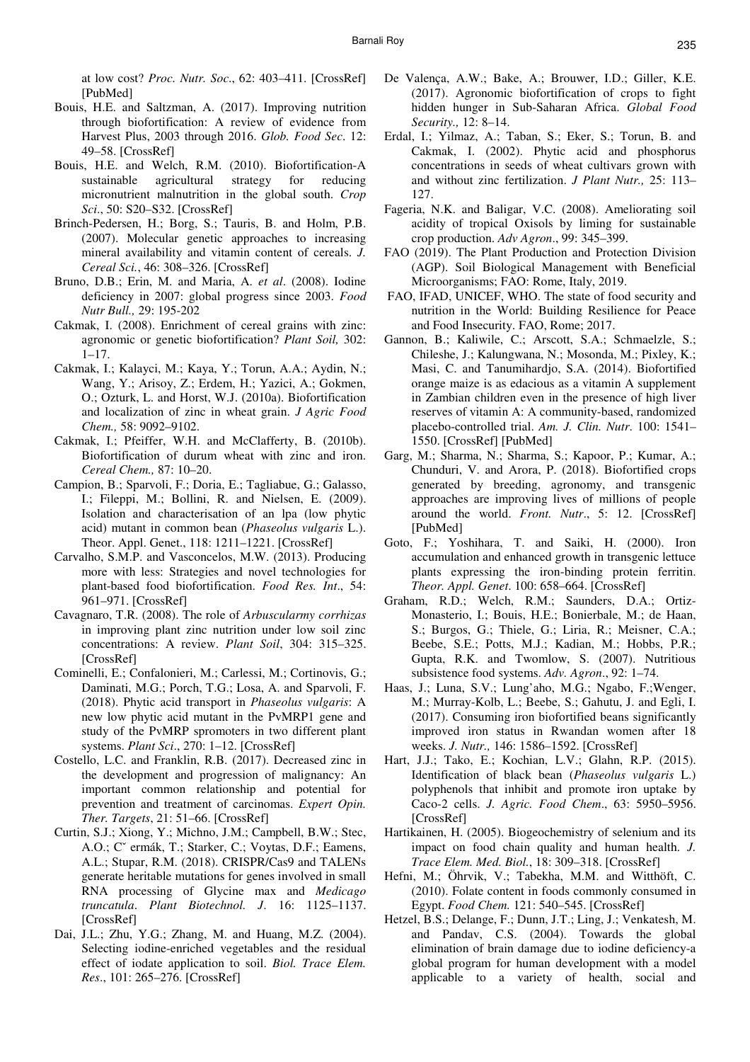at low cost? *Proc. Nutr. Soc*., 62: 403–411. [CrossRef] [PubMed]

Bouis, H.E. and Saltzman, A. (2017). Improving nutrition through biofortification: A review of evidence from Harvest Plus, 2003 through 2016. *Glob. Food Sec*. 12: 49–58. [CrossRef]

Bouis, H.E. and Welch, R.M. (2010). Biofortification-A sustainable agricultural strategy for reducing micronutrient malnutrition in the global south. *Crop Sci*., 50: S20–S32. [CrossRef]

Brinch-Pedersen, H.; Borg, S.; Tauris, B. and Holm, P.B. (2007). Molecular genetic approaches to increasing mineral availability and vitamin content of cereals. *J. Cereal Sci.*, 46: 308–326. [CrossRef]

Bruno, D.B.; Erin, M. and Maria, A. *et al*. (2008). Iodine deficiency in 2007: global progress since 2003. *Food Nutr Bull.,* 29: 195-202

Cakmak, I. (2008). Enrichment of cereal grains with zinc: agronomic or genetic biofortification? *Plant Soil,* 302: 1–17.

Cakmak, I.; Kalayci, M.; Kaya, Y.; Torun, A.A.; Aydin, N.; Wang, Y.; Arisoy, Z.; Erdem, H.; Yazici, A.; Gokmen, O.; Ozturk, L. and Horst, W.J. (2010a). Biofortification and localization of zinc in wheat grain. *J Agric Food Chem.,* 58: 9092–9102.

Cakmak, I.; Pfeiffer, W.H. and McClafferty, B. (2010b). Biofortification of durum wheat with zinc and iron. *Cereal Chem.,* 87: 10–20.

Campion, B.; Sparvoli, F.; Doria, E.; Tagliabue, G.; Galasso, I.; Fileppi, M.; Bollini, R. and Nielsen, E. (2009). Isolation and characterisation of an lpa (low phytic acid) mutant in common bean (*Phaseolus vulgaris* L.). Theor. Appl. Genet., 118: 1211–1221. [CrossRef]

Carvalho, S.M.P. and Vasconcelos, M.W. (2013). Producing more with less: Strategies and novel technologies for plant-based food biofortification. *Food Res. Int*., 54: 961–971. [CrossRef]

Cavagnaro, T.R. (2008). The role of *Arbuscularmy corrhizas* in improving plant zinc nutrition under low soil zinc concentrations: A review. *Plant Soil*, 304: 315–325. [CrossRef]

Cominelli, E.; Confalonieri, M.; Carlessi, M.; Cortinovis, G.; Daminati, M.G.; Porch, T.G.; Losa, A. and Sparvoli, F. (2018). Phytic acid transport in *Phaseolus vulgaris*: A new low phytic acid mutant in the PvMRP1 gene and study of the PvMRP spromoters in two different plant systems. *Plant Sci*., 270: 1–12. [CrossRef]

Costello, L.C. and Franklin, R.B. (2017). Decreased zinc in the development and progression of malignancy: An important common relationship and potential for prevention and treatment of carcinomas. *Expert Opin. Ther. Targets*, 21: 51–66. [CrossRef]

Curtin, S.J.; Xiong, Y.; Michno, J.M.; Campbell, B.W.; Stec, A.O.; Cˇ ermák, T.; Starker, C.; Voytas, D.F.; Eamens, A.L.; Stupar, R.M. (2018). CRISPR/Cas9 and TALENs generate heritable mutations for genes involved in small RNA processing of Glycine max and *Medicago truncatula*. *Plant Biotechnol. J*. 16: 1125–1137. [CrossRef]

Dai, J.L.; Zhu, Y.G.; Zhang, M. and Huang, M.Z. (2004). Selecting iodine-enriched vegetables and the residual effect of iodate application to soil. *Biol. Trace Elem. Res*., 101: 265–276. [CrossRef]

De Valença, A.W.; Bake, A.; Brouwer, I.D.; Giller, K.E. (2017). Agronomic biofortification of crops to fight hidden hunger in Sub-Saharan Africa. *Global Food Security.,* 12: 8–14.

Erdal, I.; Yilmaz, A.; Taban, S.; Eker, S.; Torun, B. and Cakmak, I. (2002). Phytic acid and phosphorus concentrations in seeds of wheat cultivars grown with and without zinc fertilization. *J Plant Nutr.,* 25: 113–127.

Fageria, N.K. and Baligar, V.C. (2008). Ameliorating soil acidity of tropical Oxisols by liming for sustainable crop production. *Adv Agron*., 99: 345–399.

FAO (2019). The Plant Production and Protection Division (AGP). Soil Biological Management with Beneficial Microorganisms; FAO: Rome, Italy, 2019.

FAO, IFAD, UNICEF, WHO. The state of food security and nutrition in the World: Building Resilience for Peace and Food Insecurity. FAO, Rome; 2017.

Gannon, B.; Kaliwile, C.; Arscott, S.A.; Schmaelzle, S.; Chileshe, J.; Kalungwana, N.; Mosonda, M.; Pixley, K.; Masi, C. and Tanumihardjo, S.A. (2014). Biofortified orange maize is as edacious as a vitamin A supplement in Zambian children even in the presence of high liver reserves of vitamin A: A community-based, randomized placebo-controlled trial. *Am. J. Clin. Nutr*. 100: 1541–1550. [CrossRef] [PubMed]

Garg, M.; Sharma, N.; Sharma, S.; Kapoor, P.; Kumar, A.; Chunduri, V. and Arora, P. (2018). Biofortified crops generated by breeding, agronomy, and transgenic approaches are improving lives of millions of people around the world. *Front. Nutr*., 5: 12. [CrossRef] [PubMed]

Goto, F.; Yoshihara, T. and Saiki, H. (2000). Iron accumulation and enhanced growth in transgenic lettuce plants expressing the iron-binding protein ferritin. *Theor. Appl. Genet*. 100: 658–664. [CrossRef]

Graham, R.D.; Welch, R.M.; Saunders, D.A.; Ortiz-Monasterio, I.; Bouis, H.E.; Bonierbale, M.; de Haan, S.; Burgos, G.; Thiele, G.; Liria, R.; Meisner, C.A.; Beebe, S.E.; Potts, M.J.; Kadian, M.; Hobbs, P.R.; Gupta, R.K. and Twomlow, S. (2007). Nutritious subsistence food systems. *Adv. Agron*., 92: 1–74.

Haas, J.; Luna, S.V.; Lung'aho, M.G.; Ngabo, F.;Wenger, M.; Murray-Kolb, L.; Beebe, S.; Gahutu, J. and Egli, I. (2017). Consuming iron biofortified beans significantly improved iron status in Rwandan women after 18 weeks. *J. Nutr.,* 146: 1586–1592. [CrossRef]

Hart, J.J.; Tako, E.; Kochian, L.V.; Glahn, R.P. (2015). Identification of black bean (*Phaseolus vulgaris* L.) polyphenols that inhibit and promote iron uptake by Caco-2 cells. *J. Agric. Food Chem*., 63: 5950–5956. [CrossRef]

Hartikainen, H. (2005). Biogeochemistry of selenium and its impact on food chain quality and human health. *J. Trace Elem. Med. Biol.*, 18: 309–318. [CrossRef]

Hefni, M.; Öhrvik, V.; Tabekha, M.M. and Witthöft, C. (2010). Folate content in foods commonly consumed in Egypt. *Food Chem.* 121: 540–545. [CrossRef]

Hetzel, B.S.; Delange, F.; Dunn, J.T.; Ling, J.; Venkatesh, M. and Pandav, C.S. (2004). Towards the global elimination of brain damage due to iodine deficiency-a global program for human development with a model applicable to a variety of health, social and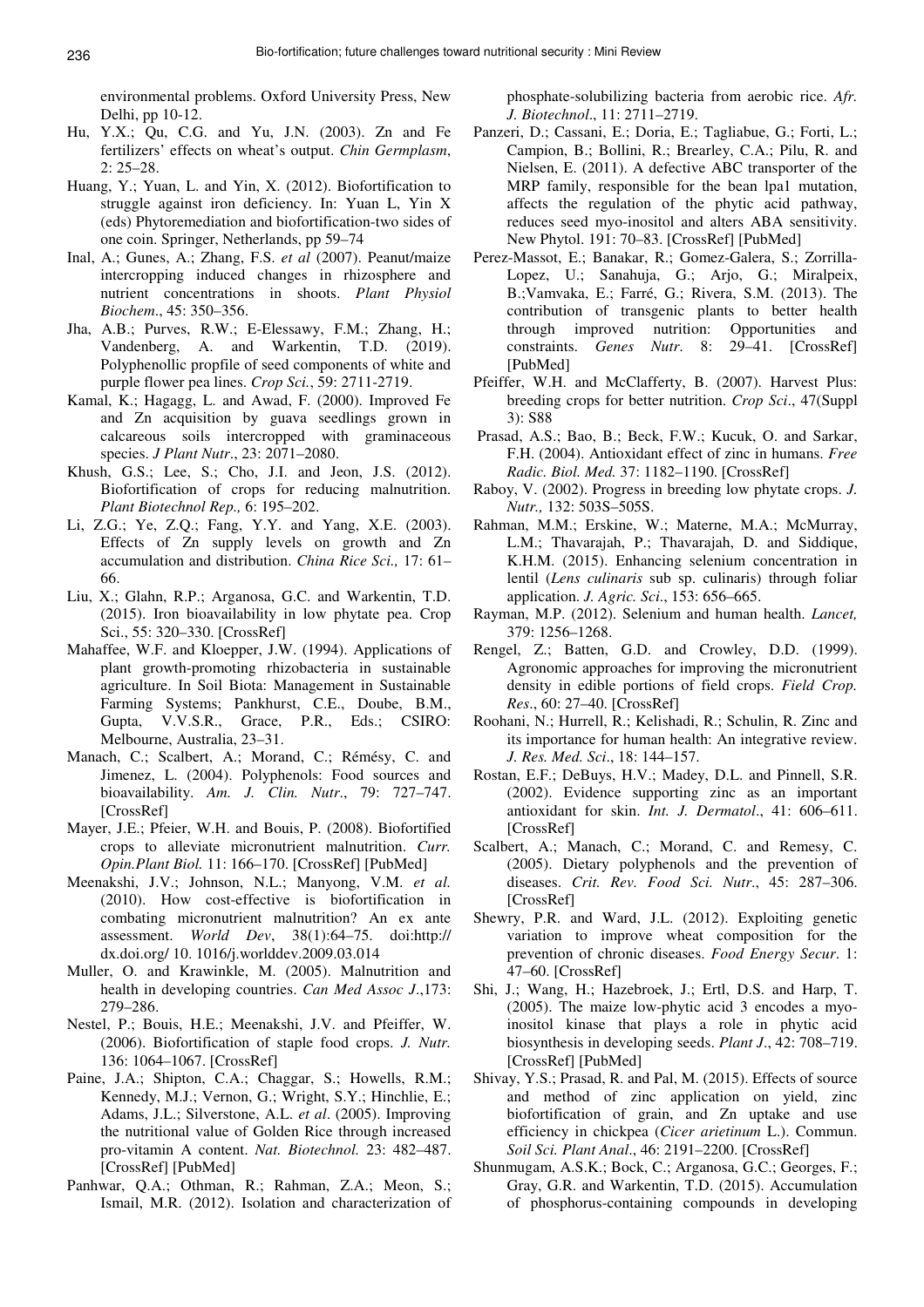environmental problems. Oxford University Press, New Delhi, pp 10-12.

Hu, Y.X.; Qu, C.G. and Yu, J.N. (2003). Zn and Fe fertilizers' effects on wheat's output. *Chin Germplasm*, 2: 25–28.

Huang, Y.; Yuan, L. and Yin, X. (2012). Biofortification to struggle against iron deficiency. In: Yuan L, Yin X (eds) Phytoremediation and biofortification-two sides of one coin. Springer, Netherlands, pp 59–74

Inal, A.; Gunes, A.; Zhang, F.S. *et al* (2007). Peanut/maize intercropping induced changes in rhizosphere and nutrient concentrations in shoots. *Plant Physiol Biochem*., 45: 350–356.

Jha, A.B.; Purves, R.W.; E-Elessawy, F.M.; Zhang, H.; Vandenberg, A. and Warkentin, T.D. (2019). Polyphenollic propfile of seed components of white and purple flower pea lines. *Crop Sci.*, 59: 2711-2719.

Kamal, K.; Hagagg, L. and Awad, F. (2000). Improved Fe and Zn acquisition by guava seedlings grown in calcareous soils intercropped with graminaceous species. *J Plant Nutr*., 23: 2071–2080.

Khush, G.S.; Lee, S.; Cho, J.I. and Jeon, J.S. (2012). Biofortification of crops for reducing malnutrition. *Plant Biotechnol Rep.,* 6: 195–202.

Li, Z.G.; Ye, Z.Q.; Fang, Y.Y. and Yang, X.E. (2003). Effects of Zn supply levels on growth and Zn accumulation and distribution. *China Rice Sci.,* 17: 61–66.

Liu, X.; Glahn, R.P.; Arganosa, G.C. and Warkentin, T.D. (2015). Iron bioavailability in low phytate pea. Crop Sci., 55: 320–330. [CrossRef]

Mahaffee, W.F. and Kloepper, J.W. (1994). Applications of plant growth-promoting rhizobacteria in sustainable agriculture. In Soil Biota: Management in Sustainable Farming Systems; Pankhurst, C.E., Doube, B.M., Gupta, V.V.S.R., Grace, P.R., Eds.; CSIRO: Melbourne, Australia, 23–31.

Manach, C.; Scalbert, A.; Morand, C.; Rémésy, C. and Jimenez, L. (2004). Polyphenols: Food sources and bioavailability. *Am. J. Clin. Nutr*., 79: 727–747. [CrossRef]

Mayer, J.E.; Pfeier, W.H. and Bouis, P. (2008). Biofortified crops to alleviate micronutrient malnutrition. *Curr. Opin.Plant Biol.* 11: 166–170. [CrossRef] [PubMed]

Meenakshi, J.V.; Johnson, N.L.; Manyong, V.M. *et al.* (2010). How cost-effective is biofortification in combating micronutrient malnutrition? An ex ante assessment. *World Dev*, 38(1):64–75. doi:http:// dx.doi.org/ 10. 1016/j.worlddev.2009.03.014

Muller, O. and Krawinkle, M. (2005). Malnutrition and health in developing countries. *Can Med Assoc J*.,173: 279–286.

Nestel, P.; Bouis, H.E.; Meenakshi, J.V. and Pfeiffer, W. (2006). Biofortification of staple food crops. *J. Nutr.* 136: 1064–1067. [CrossRef]

Paine, J.A.; Shipton, C.A.; Chaggar, S.; Howells, R.M.; Kennedy, M.J.; Vernon, G.; Wright, S.Y.; Hinchlie, E.; Adams, J.L.; Silverstone, A.L. *et al*. (2005). Improving the nutritional value of Golden Rice through increased pro-vitamin A content. *Nat. Biotechnol.* 23: 482–487. [CrossRef] [PubMed]

Panhwar, Q.A.; Othman, R.; Rahman, Z.A.; Meon, S.; Ismail, M.R. (2012). Isolation and characterization of phosphate-solubilizing bacteria from aerobic rice. *Afr. J. Biotechnol*., 11: 2711–2719.

Panzeri, D.; Cassani, E.; Doria, E.; Tagliabue, G.; Forti, L.; Campion, B.; Bollini, R.; Brearley, C.A.; Pilu, R. and Nielsen, E. (2011). A defective ABC transporter of the MRP family, responsible for the bean lpa1 mutation, affects the regulation of the phytic acid pathway, reduces seed myo-inositol and alters ABA sensitivity. New Phytol. 191: 70–83. [CrossRef] [PubMed]

Perez-Massot, E.; Banakar, R.; Gomez-Galera, S.; Zorrilla-Lopez, U.; Sanahuja, G.; Arjo, G.; Miralpeix, B.;Vamvaka, E.; Farré, G.; Rivera, S.M. (2013). The contribution of transgenic plants to better health through improved nutrition: Opportunities and constraints. *Genes Nutr.* 8: 29–41. [CrossRef] [PubMed]

Pfeiffer, W.H. and McClafferty, B. (2007). Harvest Plus: breeding crops for better nutrition. *Crop Sci*., 47(Suppl 3): S88

Prasad, A.S.; Bao, B.; Beck, F.W.; Kucuk, O. and Sarkar, F.H. (2004). Antioxidant effect of zinc in humans. *Free Radic. Biol. Med.* 37: 1182–1190. [CrossRef]

Raboy, V. (2002). Progress in breeding low phytate crops. *J. Nutr.,* 132: 503S–505S.

Rahman, M.M.; Erskine, W.; Materne, M.A.; McMurray, L.M.; Thavarajah, P.; Thavarajah, D. and Siddique, K.H.M. (2015). Enhancing selenium concentration in lentil (*Lens culinaris* sub sp. culinaris) through foliar application. *J. Agric. Sci*., 153: 656–665.

Rayman, M.P. (2012). Selenium and human health. *Lancet,* 379: 1256–1268.

Rengel, Z.; Batten, G.D. and Crowley, D.D. (1999). Agronomic approaches for improving the micronutrient density in edible portions of field crops. *Field Crop. Res*., 60: 27–40. [CrossRef]

Roohani, N.; Hurrell, R.; Kelishadi, R.; Schulin, R. Zinc and its importance for human health: An integrative review. *J. Res. Med. Sci*., 18: 144–157.

Rostan, E.F.; DeBuys, H.V.; Madey, D.L. and Pinnell, S.R. (2002). Evidence supporting zinc as an important antioxidant for skin. *Int. J. Dermatol*., 41: 606–611. [CrossRef]

Scalbert, A.; Manach, C.; Morand, C. and Remesy, C. (2005). Dietary polyphenols and the prevention of diseases. *Crit. Rev. Food Sci. Nutr*., 45: 287–306. [CrossRef]

Shewry, P.R. and Ward, J.L. (2012). Exploiting genetic variation to improve wheat composition for the prevention of chronic diseases. *Food Energy Secur*. 1: 47–60. [CrossRef]

Shi, J.; Wang, H.; Hazebroek, J.; Ertl, D.S. and Harp, T. (2005). The maize low-phytic acid 3 encodes a myo-inositol kinase that plays a role in phytic acid biosynthesis in developing seeds. *Plant J*., 42: 708–719. [CrossRef] [PubMed]

Shivay, Y.S.; Prasad, R. and Pal, M. (2015). Effects of source and method of zinc application on yield, zinc biofortification of grain, and Zn uptake and use efficiency in chickpea (*Cicer arietinum* L.). Commun. *Soil Sci. Plant Anal*., 46: 2191–2200. [CrossRef]

Shunmugam, A.S.K.; Bock, C.; Arganosa, G.C.; Georges, F.; Gray, G.R. and Warkentin, T.D. (2015). Accumulation of phosphorus-containing compounds in developing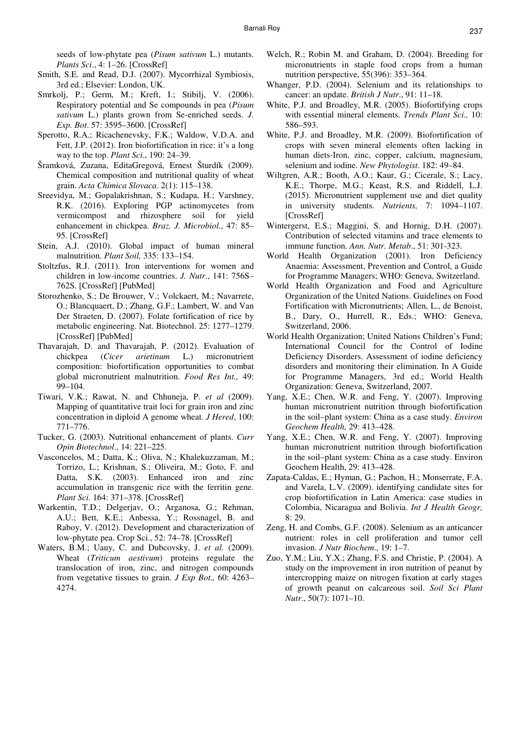seeds of low-phytate pea (*Pisum sativum* L.) mutants. *Plants Sci*., 4: 1–26. [CrossRef]

Smith, S.E. and Read, D.J. (2007). Mycorrhizal Symbiosis, 3rd ed.; Elsevier: London, UK.

Smrkolj, P.; Germ, M.; Kreft, I.; Stibilj, V. (2006). Respiratory potential and Se compounds in pea (*Pisum sativum* L.) plants grown from Se-enriched seeds. *J. Exp. Bot*. 57: 3595–3600. [CrossRef]

Sperotto, R.A.; Ricachenevsky, F.K.; Waldow, V.D.A. and Fett, J.P. (2012). Iron biofortification in rice: it's a long way to the top. *Plant Sci*., 190: 24–39.

Šramková, Zuzana, EditaGregová, Ernest Šturdík (2009). Chemical composition and nutritional quality of wheat grain. *Acta Chimica Slovaca*. 2(1): 115–138.

Sreevidya, M.; Gopalakrishnan, S.; Kudapa, H.; Varshney, R.K. (2016). Exploring PGP actinomycetes from vermicompost and rhizosphere soil for yield enhancement in chickpea. *Braz. J. Microbiol.*, 47: 85–95. [CrossRef]

Stein, A.J. (2010). Global impact of human mineral malnutrition. *Plant Soil,* 335: 133–154.

Stoltzfus, R.J. (2011). Iron interventions for women and children in low-income countries. *J. Nutr*., 141: 756S–762S. [CrossRef] [PubMed]

Storozhenko, S.; De Brouwer, V.; Volckaert, M.; Navarrete, O.; Blancquaert, D.; Zhang, G.F.; Lambert, W. and Van Der Straeten, D. (2007). Folate fortification of rice by metabolic engineering. Nat. Biotechnol. 25: 1277–1279. [CrossRef] [PubMed]

Thavarajah, D. and Thavarajah, P. (2012). Evaluation of chickpea (*Cicer arietinum* L.) micronutrient composition: biofortification opportunities to combat global micronutrient malnutrition. *Food Res Int.,* 49: 99–104.

Tiwari, V.K.; Rawat, N. and Chhuneja, P. *et al* (2009). Mapping of quantitative trait loci for grain iron and zinc concentration in diploid A genome wheat. *J Hered*, 100: 771–776.

Tucker, G. (2003). Nutritional enhancement of plants. *Curr Opin Biotechnol*., 14: 221–225.

Vasconcelos, M.; Datta, K.; Oliva, N.; Khalekuzzaman, M.; Torrizo, L.; Krishnan, S.; Oliveira, M.; Goto, F. and Datta, S.K. (2003). Enhanced iron and zinc accumulation in transgenic rice with the ferritin gene. *Plant Sci*. 164: 371–378. [CrossRef]

Warkentin, T.D.; Delgerjav, O.; Arganosa, G.; Rehman, A.U.; Bett, K.E.; Anbessa, Y.; Rossnagel, B. and Raboy, V. (2012). Development and characterization of low-phytate pea. Crop Sci., 52: 74–78. [CrossRef]

Waters, B.M.; Uauy, C. and Dubcovsky, J. *et al.* (2009). Wheat (*Triticum aestivum*) proteins regulate the translocation of iron, zinc, and nitrogen compounds from vegetative tissues to grain. *J Exp Bot.,* 60: 4263–4274.

Welch, R.; Robin M. and Graham, D. (2004). Breeding for micronutrients in staple food crops from a human nutrition perspective, 55(396): 353–364.

Whanger, P.D. (2004). Selenium and its relationships to cancer: an update. *British J Nutr*., 91: 11–18.

White, P.J. and Broadley, M.R. (2005). Biofortifying crops with essential mineral elements. *Trends Plant Sci.,* 10: 586–593.

White, P.J. and Broadley, M.R. (2009). Biofortification of crops with seven mineral elements often lacking in human diets-Iron, zinc, copper, calcium, magnesium, selenium and iodine. *New Phytologist*. 182: 49–84.

Wiltgren, A.R.; Booth, A.O.; Kaur, G.; Cicerale, S.; Lacy, K.E.; Thorpe, M.G.; Keast, R.S. and Riddell, L.J. (2015). Micronutrient supplement use and diet quality in university students. *Nutrients,* 7: 1094–1107. [CrossRef]

Wintergerst, E.S.; Maggini, S. and Hornig, D.H. (2007). Contribution of selected vitamins and trace elements to immune function. *Ann. Nutr. Metab*., 51: 301-323.

World Health Organization (2001). Iron Deficiency Anaemia: Assessment, Prevention and Control, a Guide for Programme Managers; WHO: Geneva, Switzerland.

World Health Organization and Food and Agriculture Organization of the United Nations. Guidelines on Food Fortification with Micronutrients; Allen, L., de Benoist, B., Dary, O., Hurrell, R., Eds.; WHO: Geneva, Switzerland, 2006.

World Health Organization; United Nations Children's Fund; International Council for the Control of Iodine Deficiency Disorders. Assessment of iodine deficiency disorders and monitoring their elimination. In A Guide for Programme Managers, 3rd ed.; World Health Organization: Geneva, Switzerland, 2007.

Yang, X.E.; Chen, W.R. and Feng, Y. (2007). Improving human micronutrient nutrition through biofortification in the soil–plant system: China as a case study. *Environ Geochem Health,* 29: 413–428.

Yang, X.E.; Chen, W.R. and Feng, Y. (2007). Improving human micronutrient nutrition through biofortification in the soil–plant system: China as a case study. Environ Geochem Health, 29: 413–428.

Zapata-Caldas, E.; Hyman, G.; Pachon, H.; Monserrate, F.A. and Varela, L.V. (2009). identifying candidate sites for crop biofortification in Latin America: case studies in Colombia, Nicaragua and Bolivia. *Int J Health Geogr,* 8: 29.

Zeng, H. and Combs, G.F. (2008). Selenium as an anticancer nutrient: roles in cell proliferation and tumor cell invasion. *J Nutr Biochem*., 19: 1–7.

Zuo, Y.M.; Liu, Y.X.; Zhang, F.S. and Christie, P. (2004). A study on the improvement in iron nutrition of peanut by intercropping maize on nitrogen fixation at early stages of growth peanut on calcareous soil. *Soil Sci Plant Nutr*., 50(7): 1071–10.